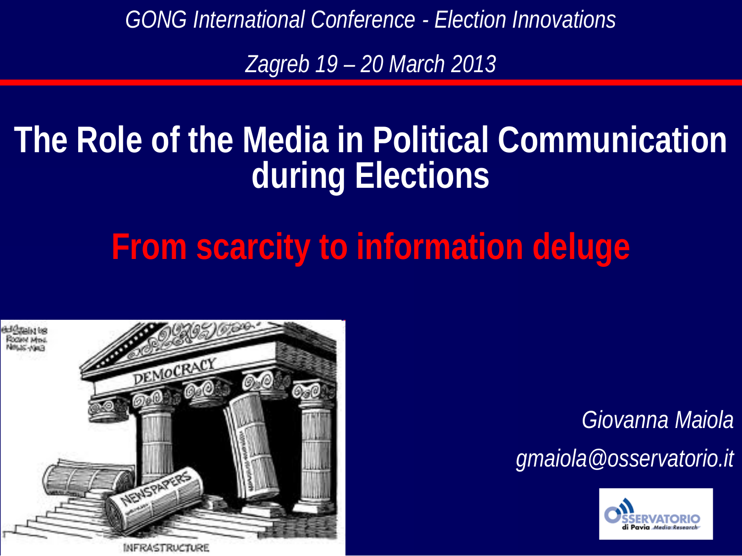*GONG International Conference - Election Innovations*

*Zagreb 19 – 20 March 2013*

# The Role of the Media in Political Communication during Elections

## From scarcity to information deluge

*Giovanna Maiola*

*gmaiola@osservatorio.it*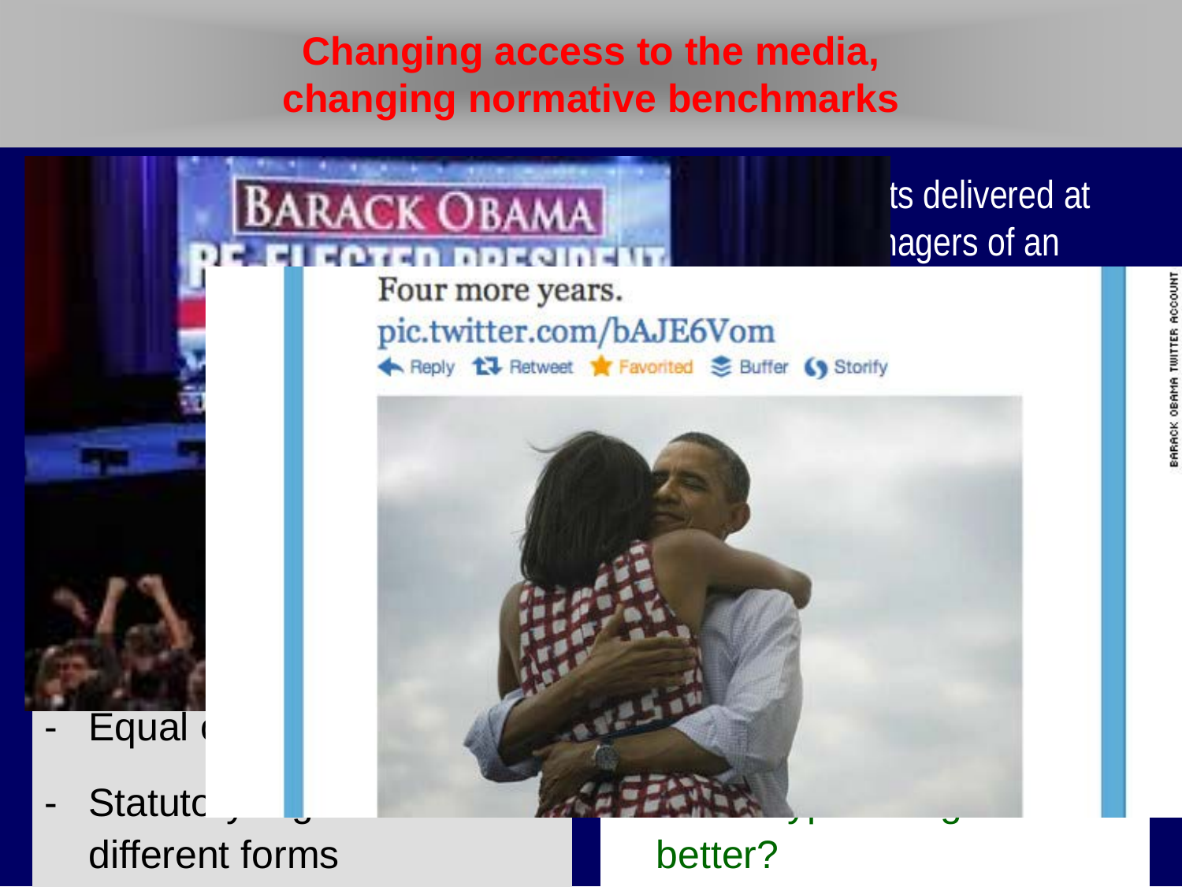# Changing access to the media, changing normative benchmarks

ts delivered at
nagers of an

- Equal (
- Statuto
  different forms

better?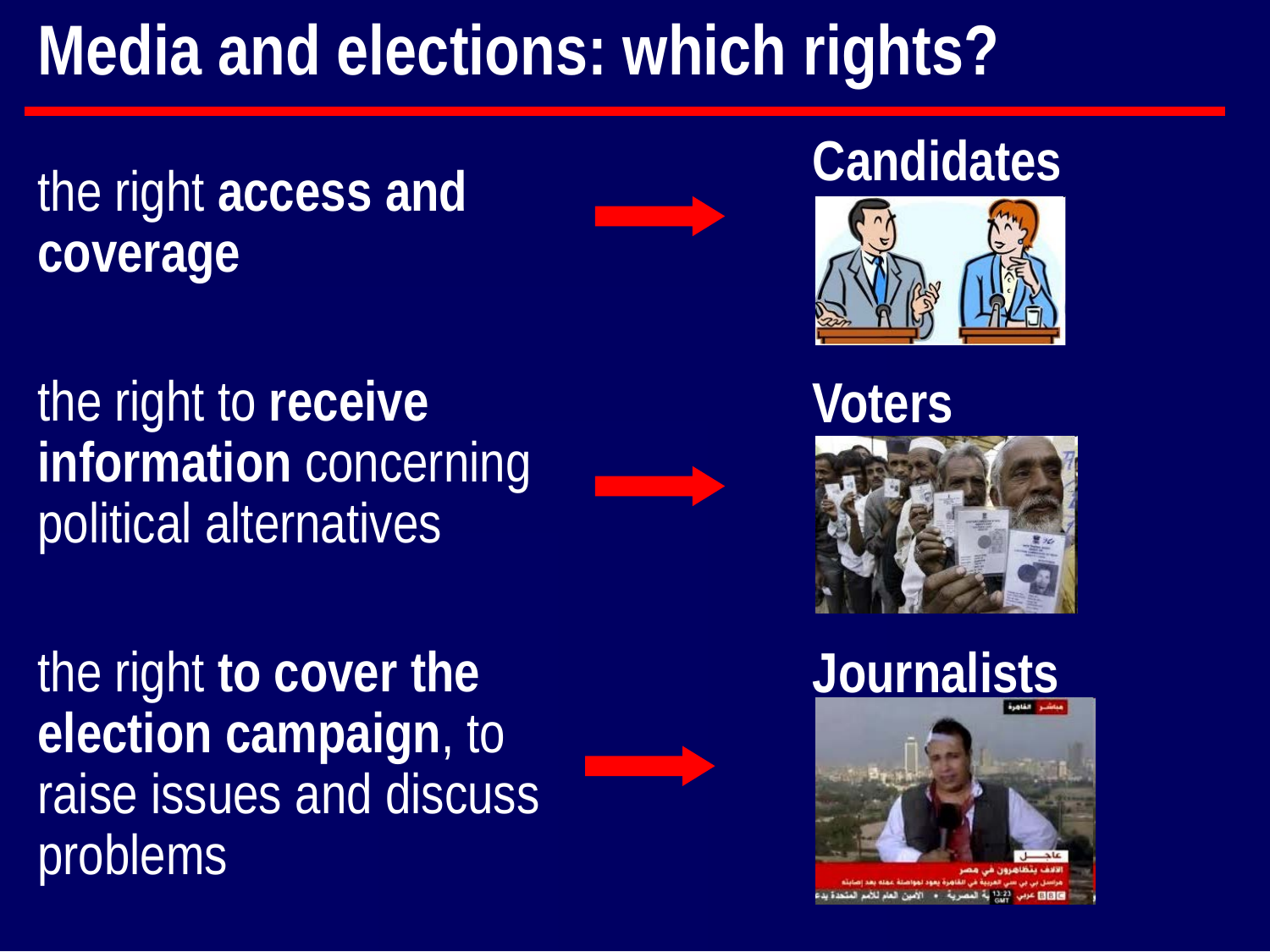# Media and elections: which rights?

the right **access and coverage** → **Candidates**

the right to **receive information** concerning political alternatives → **Voters**

the right **to cover the election campaign**, to raise issues and discuss problems → **Journalists**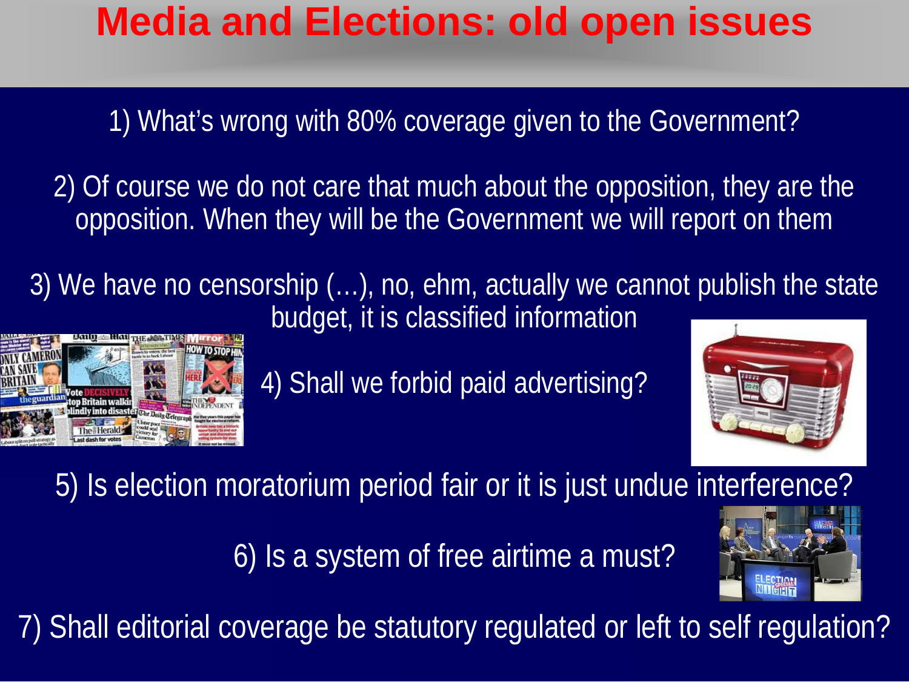# Media and Elections: old open issues

1) What's wrong with 80% coverage given to the Government?

2) Of course we do not care that much about the opposition, they are the opposition. When they will be the Government we will report on them

3) We have no censorship (…), no, ehm, actually we cannot publish the state budget, it is classified information

4) Shall we forbid paid advertising?

5) Is election moratorium period fair or it is just undue interference?

6) Is a system of free airtime a must?

7) Shall editorial coverage be statutory regulated or left to self regulation?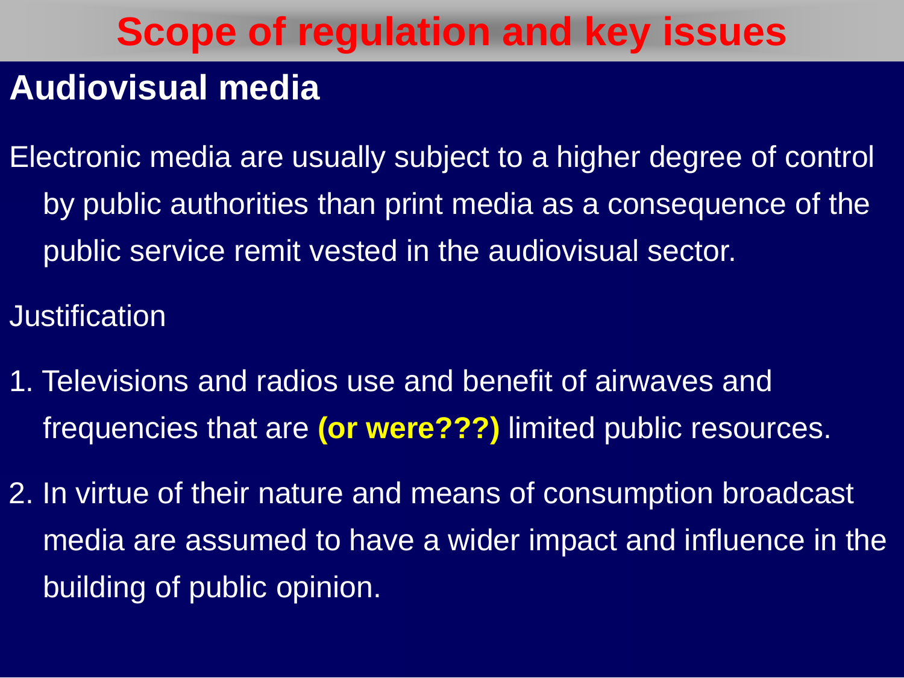# Scope of regulation and key issues

## Audiovisual media

Electronic media are usually subject to a higher degree of control by public authorities than print media as a consequence of the public service remit vested in the audiovisual sector.

Justification

1. Televisions and radios use and benefit of airwaves and frequencies that are **(or were???)** limited public resources.
2. In virtue of their nature and means of consumption broadcast media are assumed to have a wider impact and influence in the building of public opinion.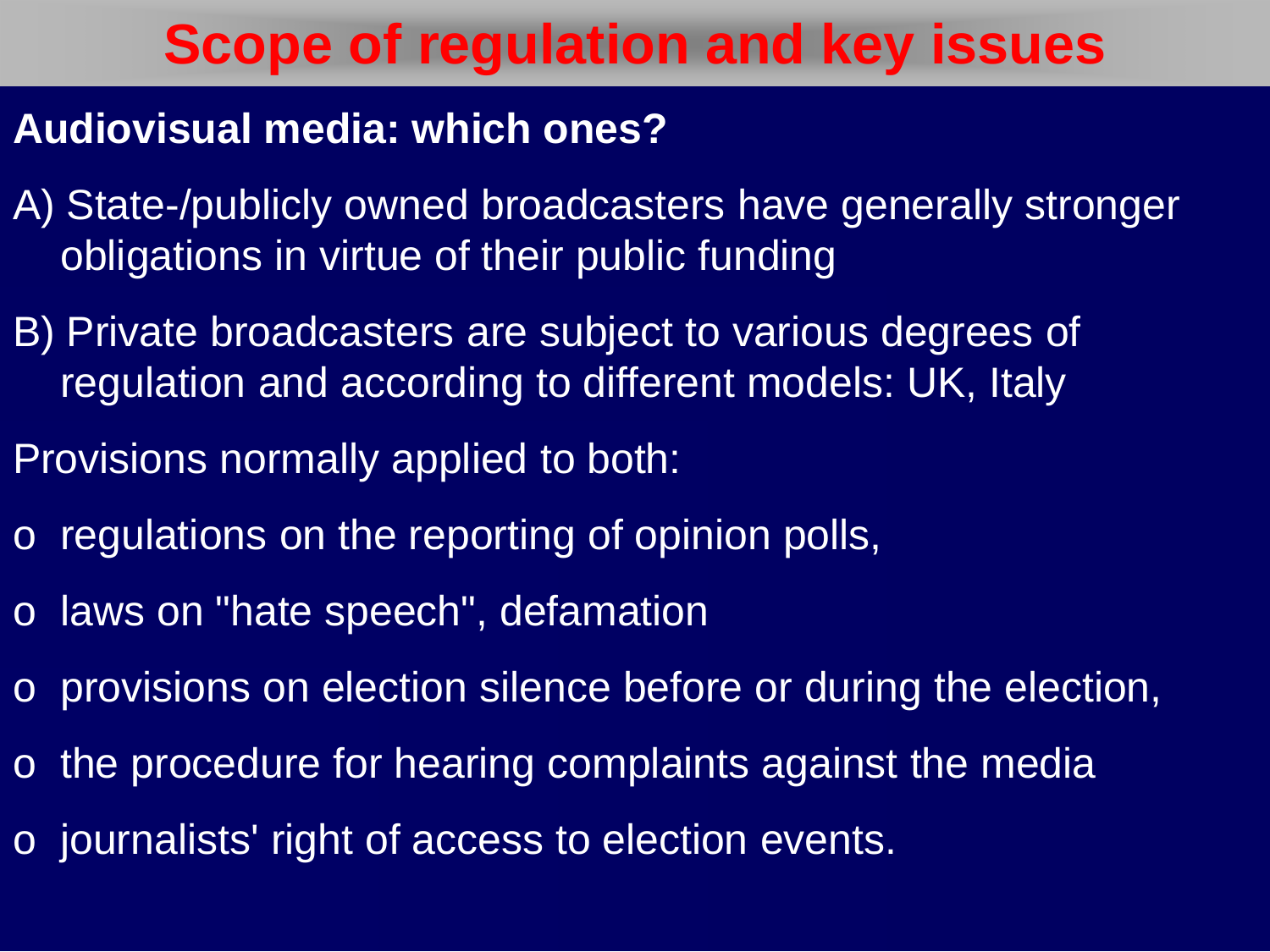# Scope of regulation and key issues

**Audiovisual media: which ones?**

A) State-/publicly owned broadcasters have generally stronger obligations in virtue of their public funding

B) Private broadcasters are subject to various degrees of regulation and according to different models: UK, Italy

Provisions normally applied to both:

- regulations on the reporting of opinion polls,
- laws on "hate speech", defamation
- provisions on election silence before or during the election,
- the procedure for hearing complaints against the media
- journalists' right of access to election events.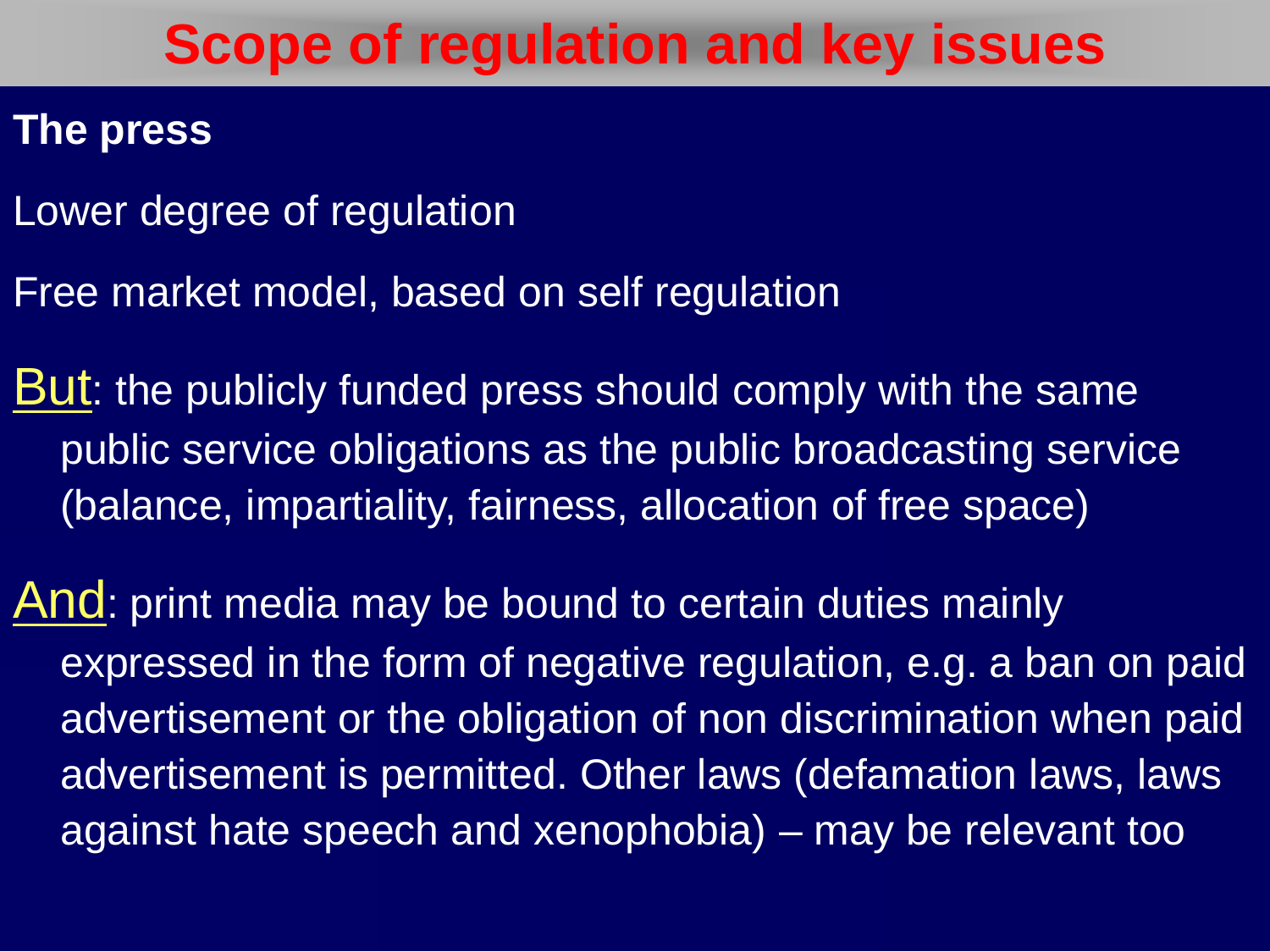# Scope of regulation and key issues

**The press**

Lower degree of regulation

Free market model, based on self regulation

But: the publicly funded press should comply with the same public service obligations as the public broadcasting service (balance, impartiality, fairness, allocation of free space)

And: print media may be bound to certain duties mainly expressed in the form of negative regulation, e.g. a ban on paid advertisement or the obligation of non discrimination when paid advertisement is permitted. Other laws (defamation laws, laws against hate speech and xenophobia) – may be relevant too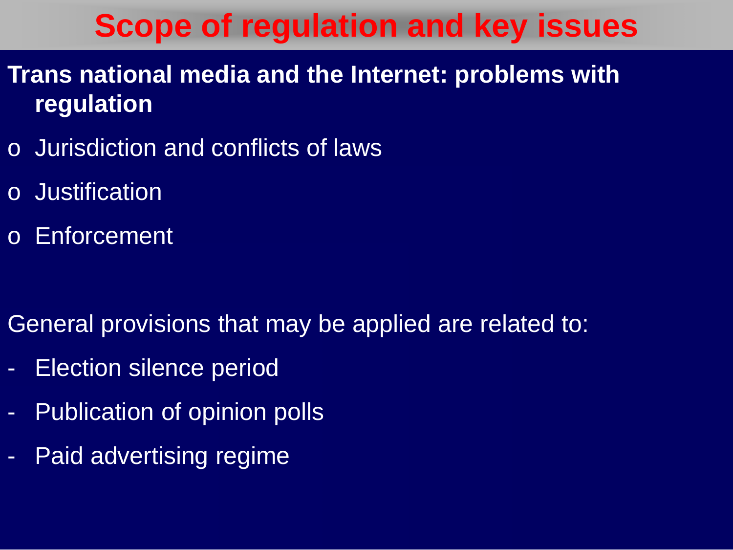# Scope of regulation and key issues

**Trans national media and the Internet: problems with regulation**

- Jurisdiction and conflicts of laws
- Justification
- Enforcement

General provisions that may be applied are related to:

- Election silence period
- Publication of opinion polls
- Paid advertising regime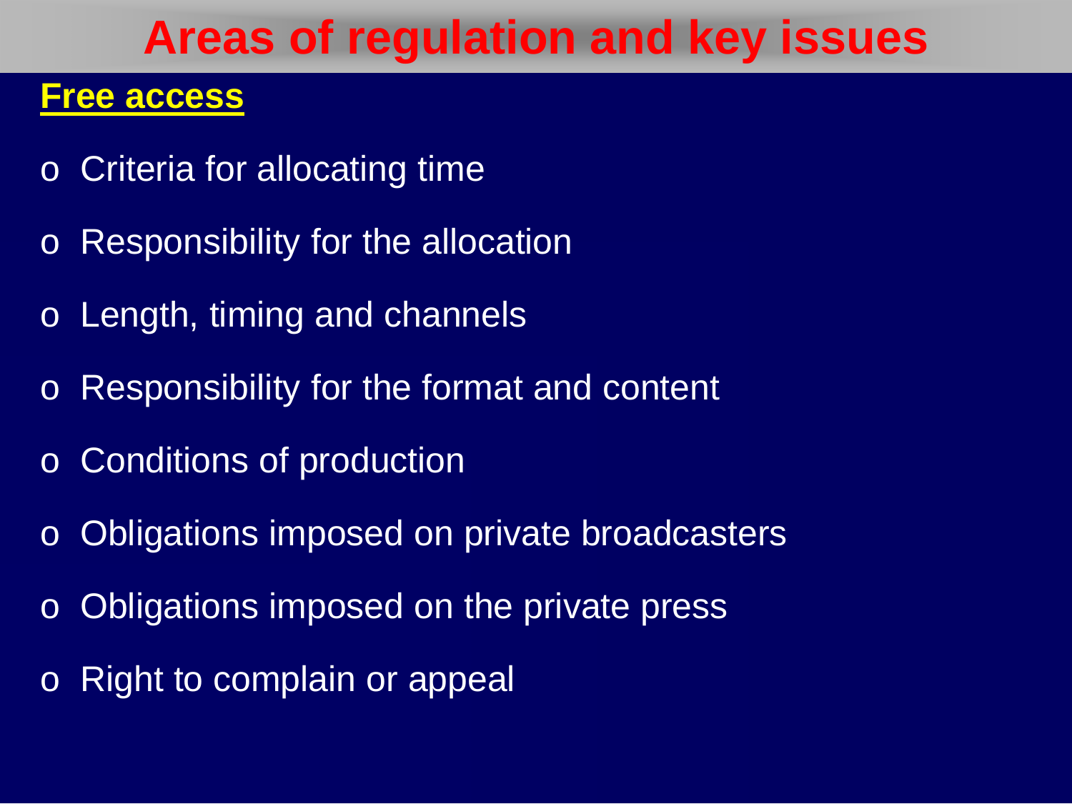# Areas of regulation and key issues

**Free access**

- Criteria for allocating time
- Responsibility for the allocation
- Length, timing and channels
- Responsibility for the format and content
- Conditions of production
- Obligations imposed on private broadcasters
- Obligations imposed on the private press
- Right to complain or appeal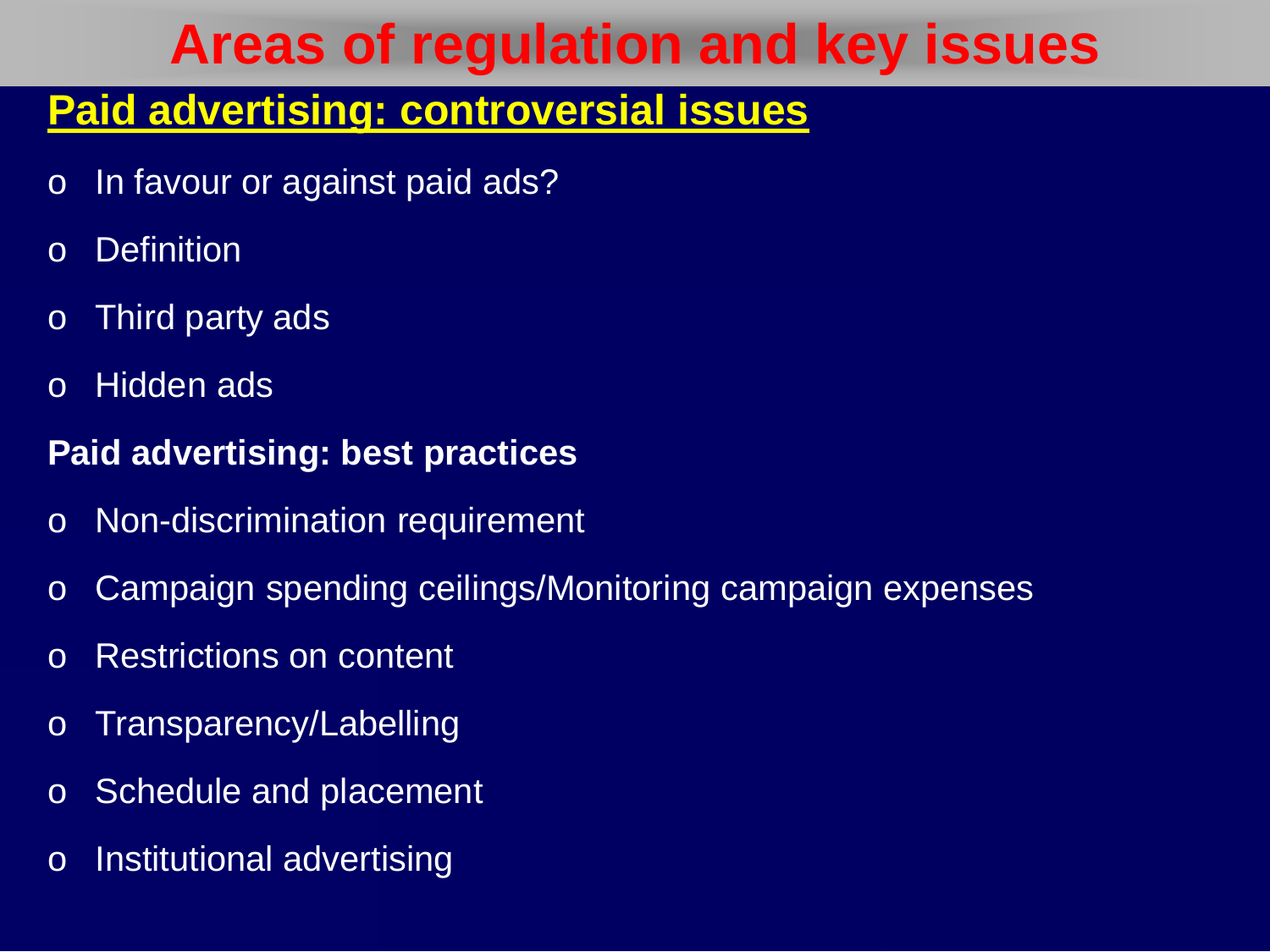# Areas of regulation and key issues

## Paid advertising: controversial issues

- In favour or against paid ads?
- Definition
- Third party ads
- Hidden ads

**Paid advertising: best practices**

- Non-discrimination requirement
- Campaign spending ceilings/Monitoring campaign expenses
- Restrictions on content
- Transparency/Labelling
- Schedule and placement
- Institutional advertising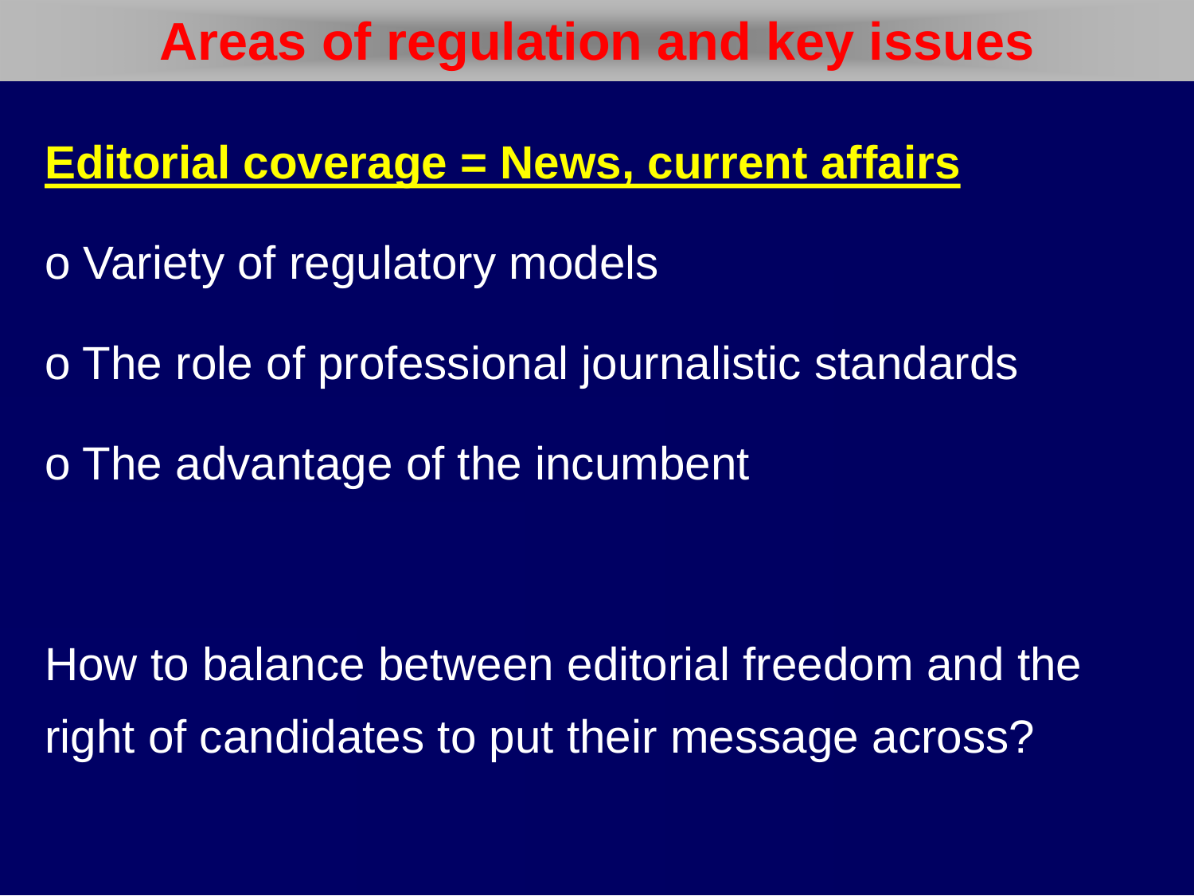# Areas of regulation and key issues

**Editorial coverage = News, current affairs**

- Variety of regulatory models
- The role of professional journalistic standards
- The advantage of the incumbent

How to balance between editorial freedom and the right of candidates to put their message across?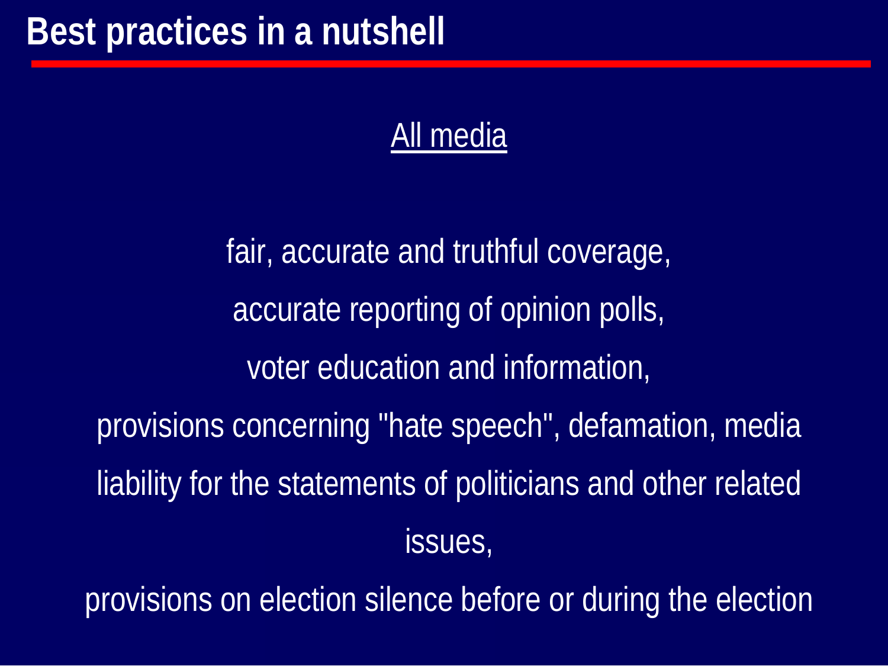# Best practices in a nutshell

## All media

fair, accurate and truthful coverage,

accurate reporting of opinion polls,

voter education and information,

provisions concerning "hate speech", defamation, media liability for the statements of politicians and other related issues,

provisions on election silence before or during the election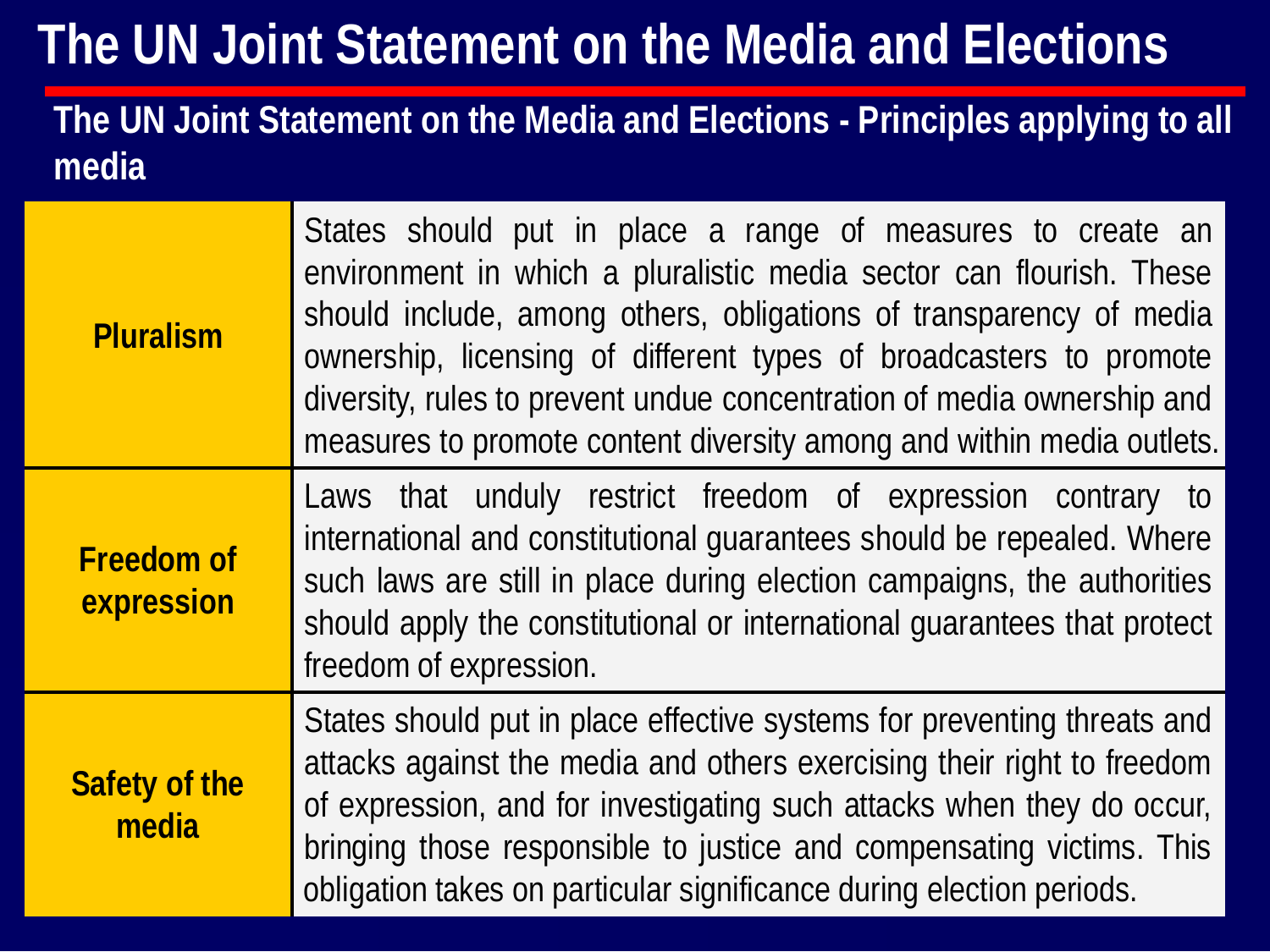# The UN Joint Statement on the Media and Elections

## The UN Joint Statement on the Media and Elections - Principles applying to all media

| | |
|---|---|
| **Pluralism** | States should put in place a range of measures to create an environment in which a pluralistic media sector can flourish. These should include, among others, obligations of transparency of media ownership, licensing of different types of broadcasters to promote diversity, rules to prevent undue concentration of media ownership and measures to promote content diversity among and within media outlets. |
| **Freedom of expression** | Laws that unduly restrict freedom of expression contrary to international and constitutional guarantees should be repealed. Where such laws are still in place during election campaigns, the authorities should apply the constitutional or international guarantees that protect freedom of expression. |
| **Safety of the media** | States should put in place effective systems for preventing threats and attacks against the media and others exercising their right to freedom of expression, and for investigating such attacks when they do occur, bringing those responsible to justice and compensating victims. This obligation takes on particular significance during election periods. |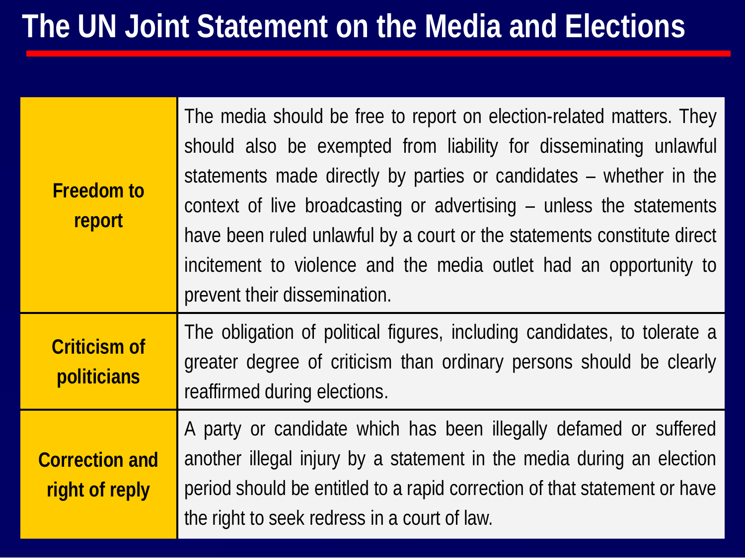# The UN Joint Statement on the Media and Elections

| | |
|---|---|
| **Freedom to report** | The media should be free to report on election-related matters. They should also be exempted from liability for disseminating unlawful statements made directly by parties or candidates – whether in the context of live broadcasting or advertising – unless the statements have been ruled unlawful by a court or the statements constitute direct incitement to violence and the media outlet had an opportunity to prevent their dissemination. |
| **Criticism of politicians** | The obligation of political figures, including candidates, to tolerate a greater degree of criticism than ordinary persons should be clearly reaffirmed during elections. |
| **Correction and right of reply** | A party or candidate which has been illegally defamed or suffered another illegal injury by a statement in the media during an election period should be entitled to a rapid correction of that statement or have the right to seek redress in a court of law. |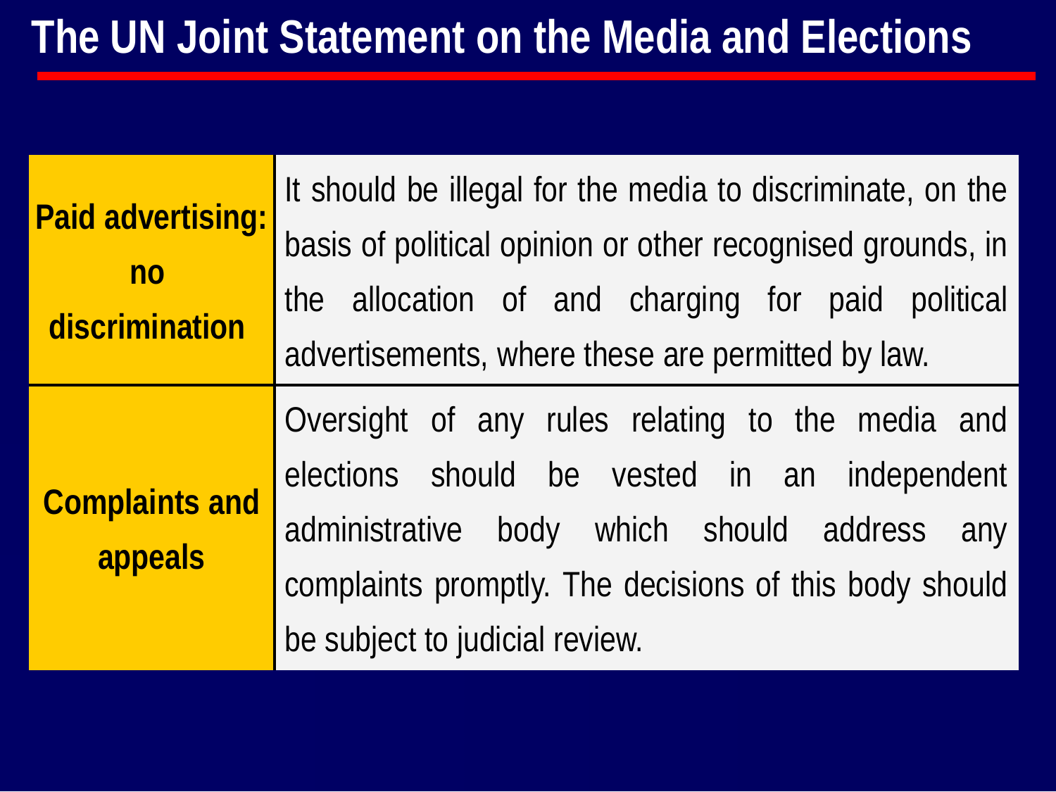# The UN Joint Statement on the Media and Elections

| | |
|---|---|
| **Paid advertising: no discrimination** | It should be illegal for the media to discriminate, on the basis of political opinion or other recognised grounds, in the allocation of and charging for paid political advertisements, where these are permitted by law. |
| **Complaints and appeals** | Oversight of any rules relating to the media and elections should be vested in an independent administrative body which should address any complaints promptly. The decisions of this body should be subject to judicial review. |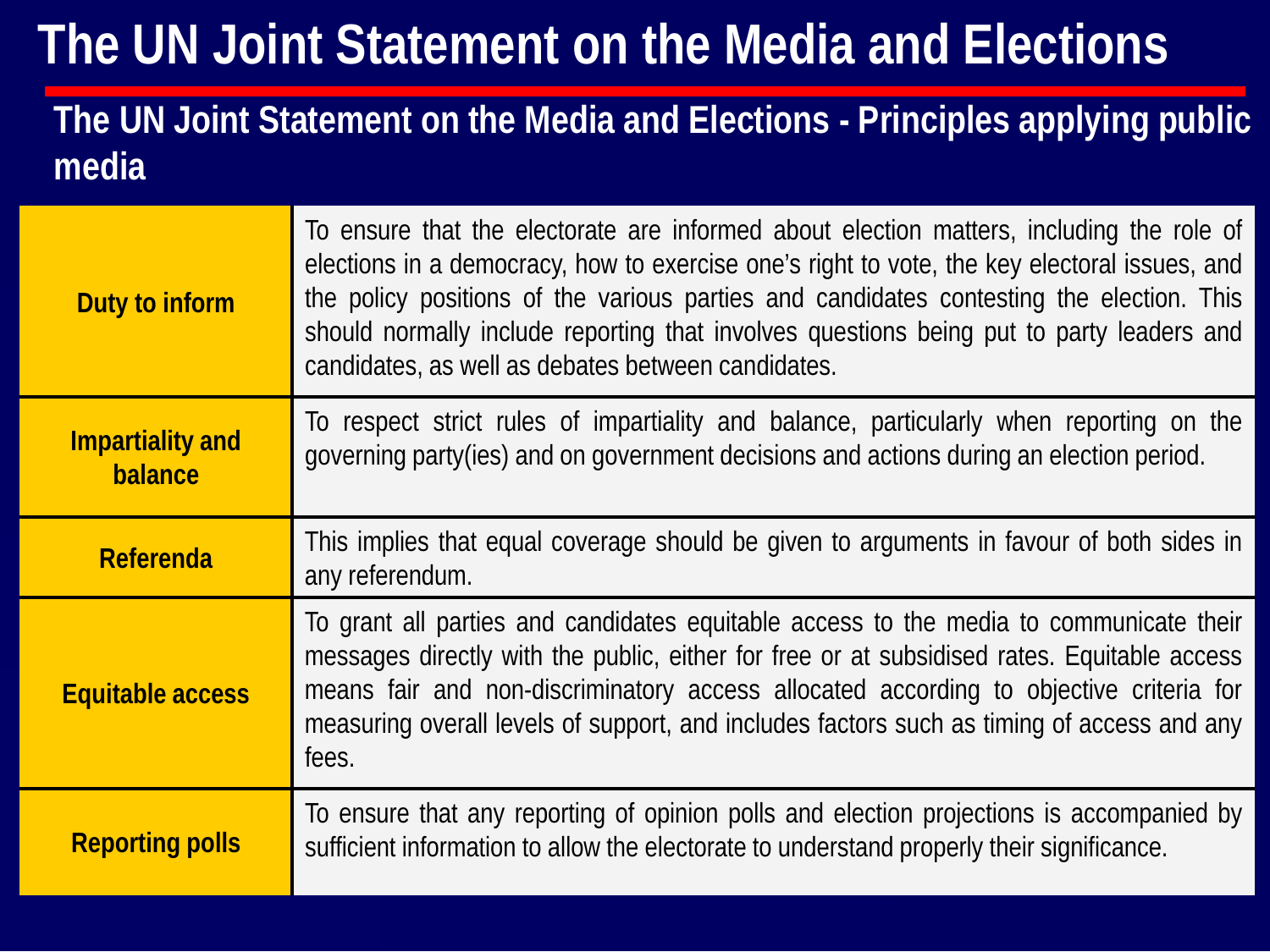# The UN Joint Statement on the Media and Elections

## The UN Joint Statement on the Media and Elections - Principles applying public media

| | |
|---|---|
| **Duty to inform** | To ensure that the electorate are informed about election matters, including the role of elections in a democracy, how to exercise one's right to vote, the key electoral issues, and the policy positions of the various parties and candidates contesting the election. This should normally include reporting that involves questions being put to party leaders and candidates, as well as debates between candidates. |
| **Impartiality and balance** | To respect strict rules of impartiality and balance, particularly when reporting on the governing party(ies) and on government decisions and actions during an election period. |
| **Referenda** | This implies that equal coverage should be given to arguments in favour of both sides in any referendum. |
| **Equitable access** | To grant all parties and candidates equitable access to the media to communicate their messages directly with the public, either for free or at subsidised rates. Equitable access means fair and non-discriminatory access allocated according to objective criteria for measuring overall levels of support, and includes factors such as timing of access and any fees. |
| **Reporting polls** | To ensure that any reporting of opinion polls and election projections is accompanied by sufficient information to allow the electorate to understand properly their significance. |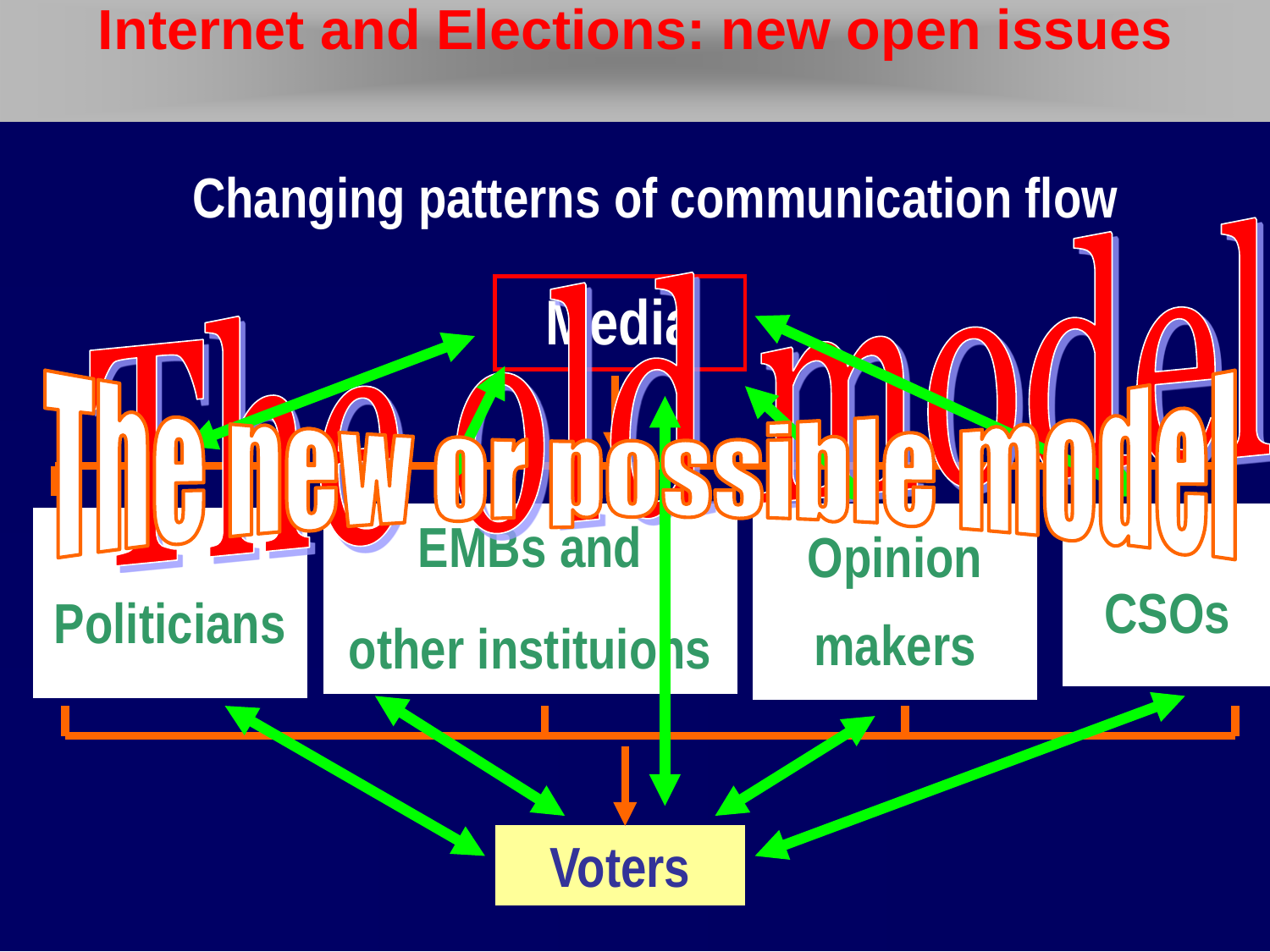# Internet and Elections: new open issues

## Changing patterns of communication flow

The old model

The new or possible model

Media

Politicians

EMBs and other instituions

Opinion makers

CSOs

Voters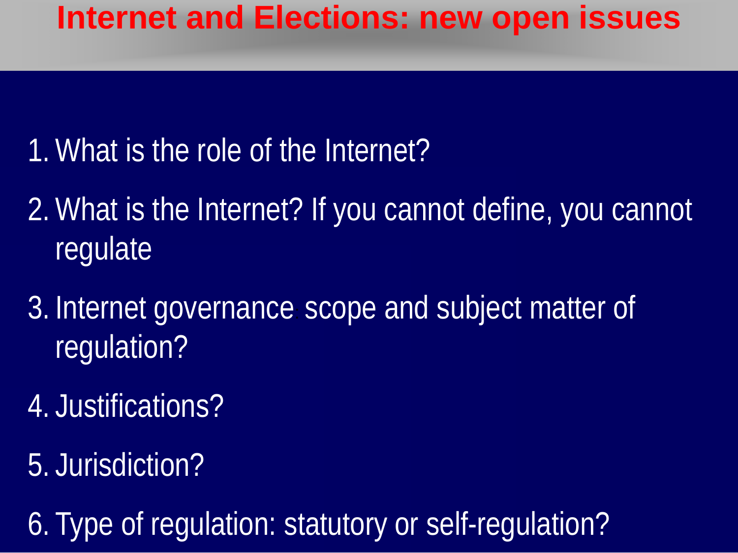# Internet and Elections: new open issues

1. What is the role of the Internet?
2. What is the Internet? If you cannot define, you cannot regulate
3. Internet governance: scope and subject matter of regulation?
4. Justifications?
5. Jurisdiction?
6. Type of regulation: statutory or self-regulation?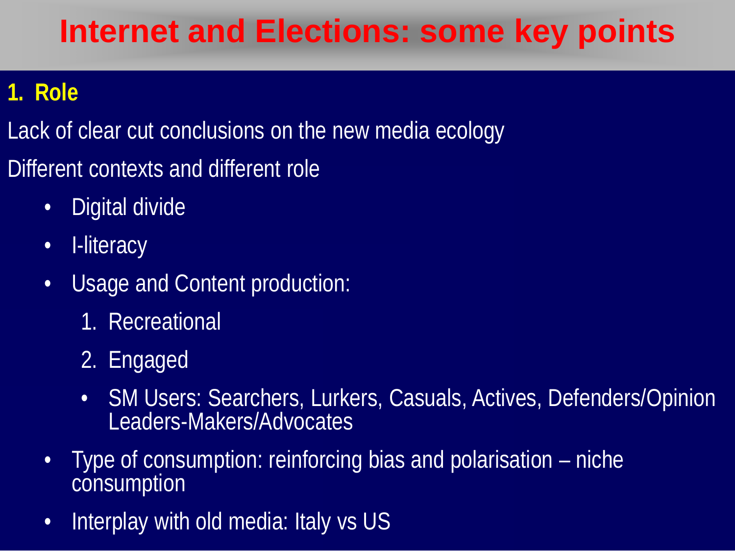# Internet and Elections: some key points

## 1. Role

Lack of clear cut conclusions on the new media ecology

Different contexts and different role

- Digital divide
- I-literacy
- Usage and Content production:
  1. Recreational
  2. Engaged
  - SM Users: Searchers, Lurkers, Casuals, Actives, Defenders/Opinion Leaders-Makers/Advocates
- Type of consumption: reinforcing bias and polarisation – niche consumption
- Interplay with old media: Italy vs US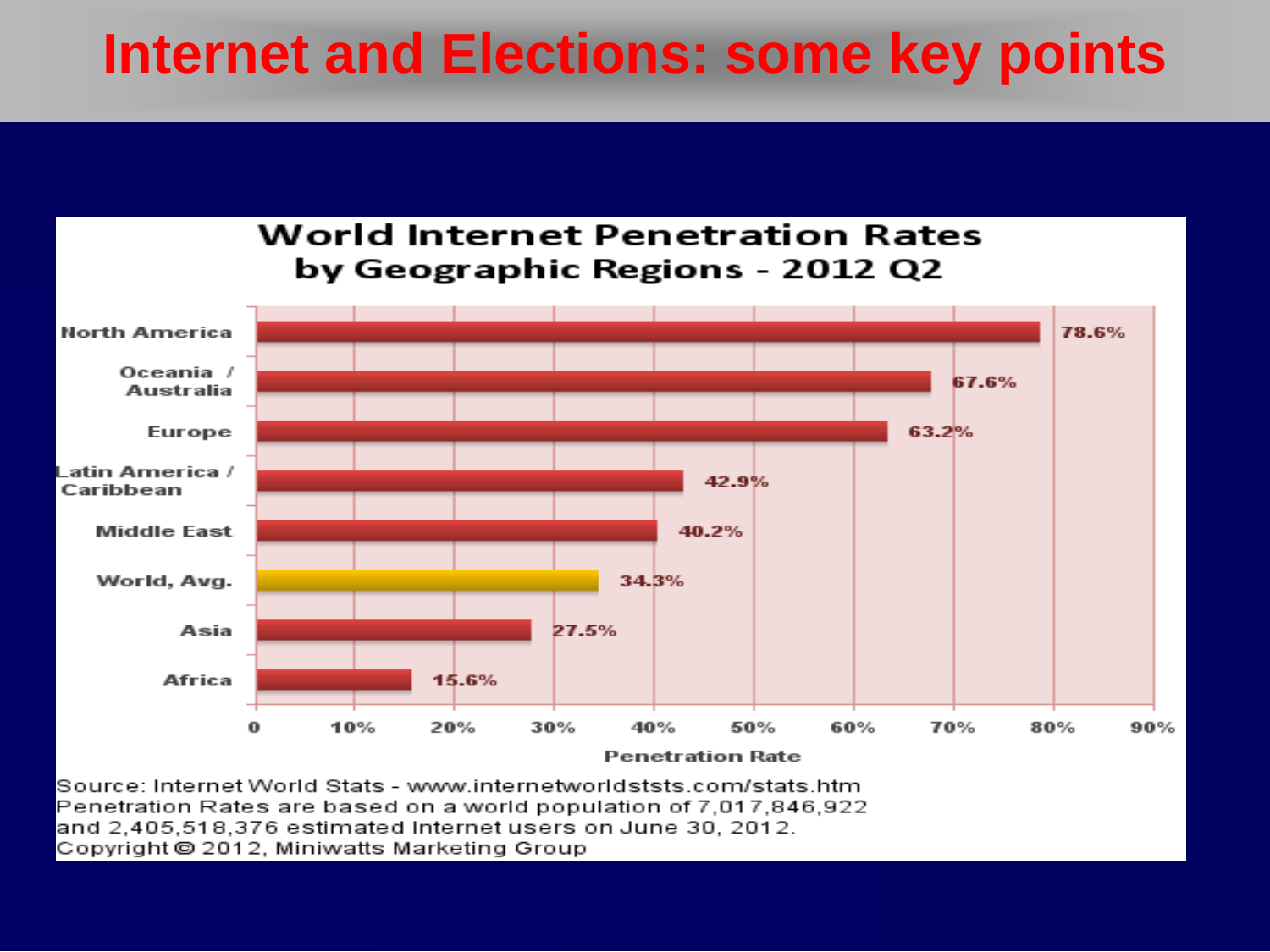# Internet and Elections: some key points

**World Internet Penetration Rates by Geographic Regions - 2012 Q2**

| Region | Penetration Rate |
|---|---|
| North America | 78.6% |
| Oceania / Australia | 67.6% |
| Europe | 63.2% |
| Latin America / Caribbean | 42.9% |
| Middle East | 40.2% |
| World, Avg. | 34.3% |
| Asia | 27.5% |
| Africa | 15.6% |

Source: Internet World Stats - www.internetworldststs.com/stats.htm
Penetration Rates are based on a world population of 7,017,846,922 and 2,405,518,376 estimated Internet users on June 30, 2012.
Copyright © 2012, Miniwatts Marketing Group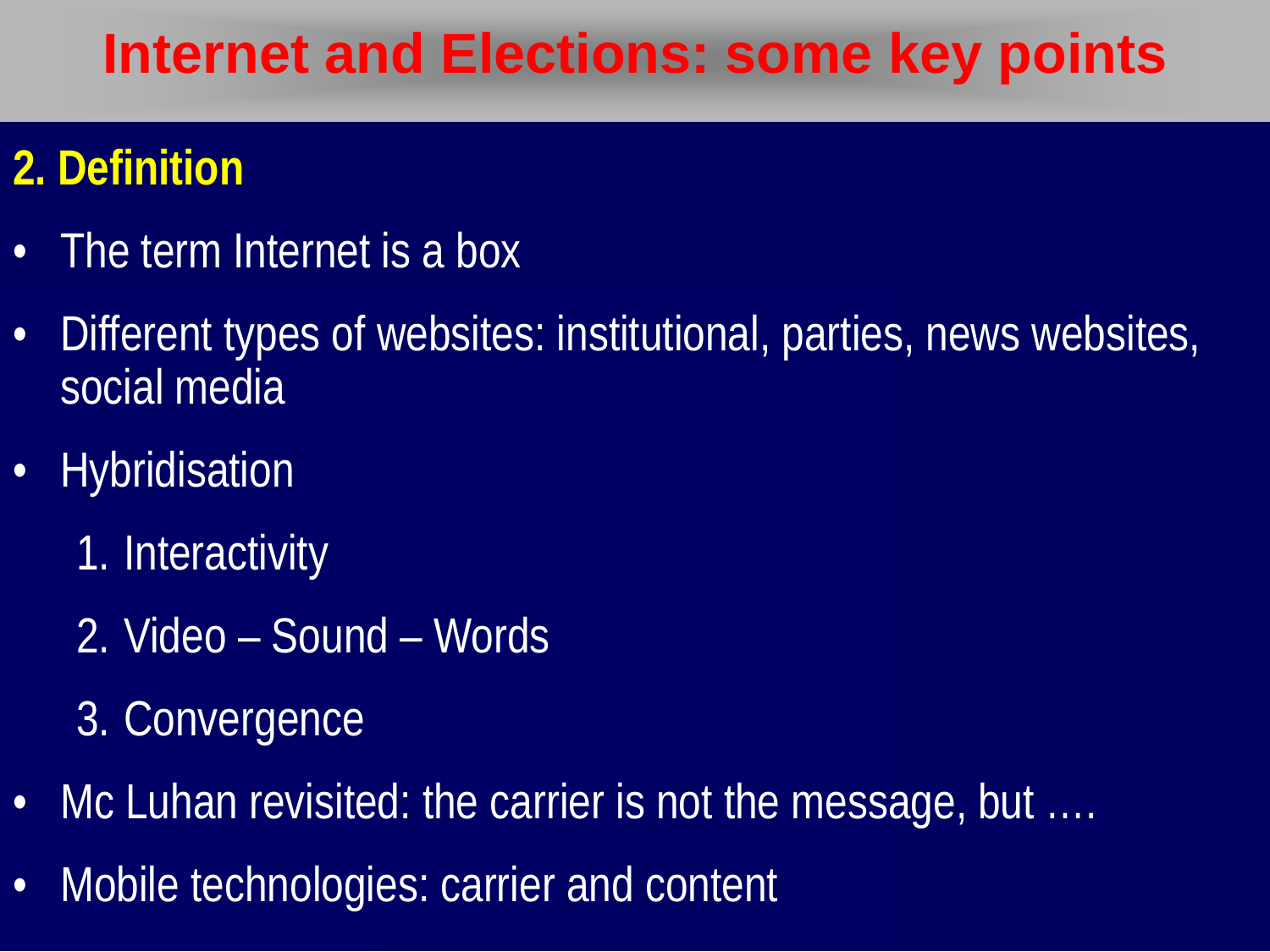# Internet and Elections: some key points

## 2. Definition

- The term Internet is a box
- Different types of websites: institutional, parties, news websites, social media
- Hybridisation
  1. Interactivity
  2. Video – Sound – Words
  3. Convergence
- Mc Luhan revisited: the carrier is not the message, but ….
- Mobile technologies: carrier and content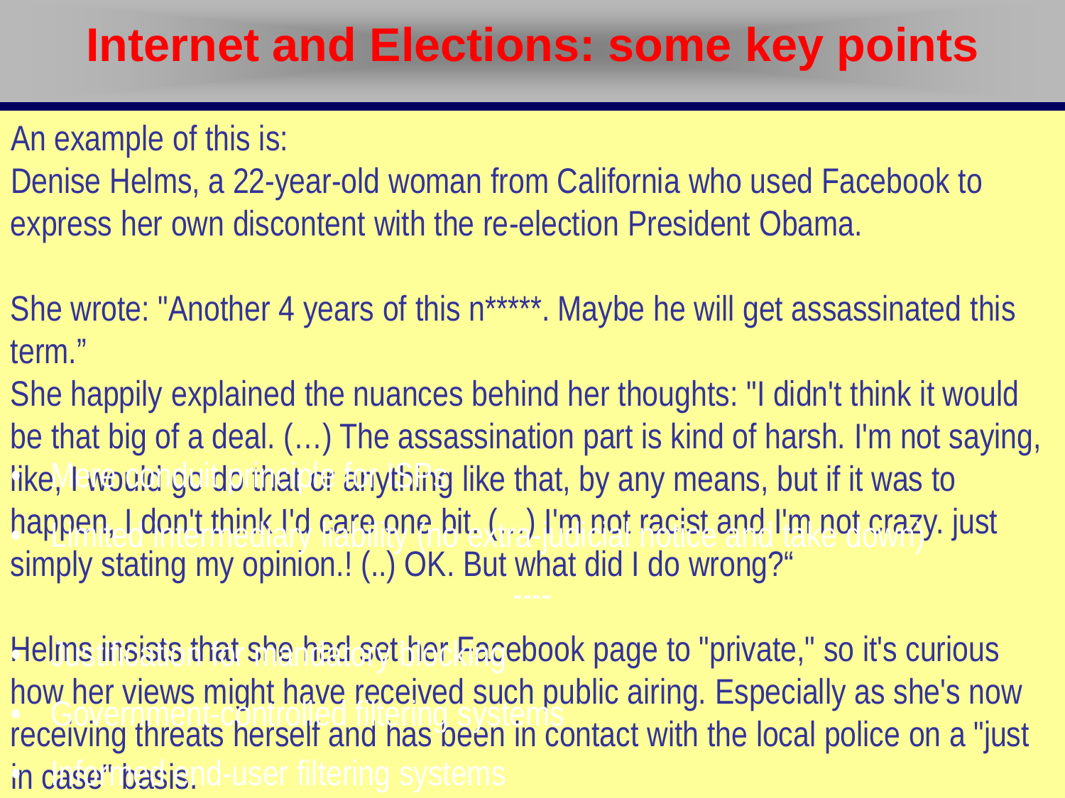# Internet and Elections: some key points

An example of this is:
Denise Helms, a 22-year-old woman from California who used Facebook to express her own discontent with the re-election President Obama.

She wrote: "Another 4 years of this n*****. Maybe he will get assassinated this term."
She happily explained the nuances behind her thoughts: "I didn't think it would be that big of a deal. (…) The assassination part is kind of harsh. I'm not saying, like, I would go do that or anything like that, by any means, but if it was to happen, I don't think I'd care one bit. (…) I'm not racist and I'm not crazy. just simply stating my opinion.! (..) OK. But what did I do wrong?"

Helms insists that she had set her Facebook page to "private," so it's curious how her views might have received such public airing. Especially as she's now receiving threats herself and has been in contact with the local police on a "just in case" basis.

- Mere conduit principle for ISPs
- Limited intermediary liability (no extra-judicial notice and take down)

----

- Justification for mandatory blocking
- Government-controlled filtering systems
- Informed end-user filtering systems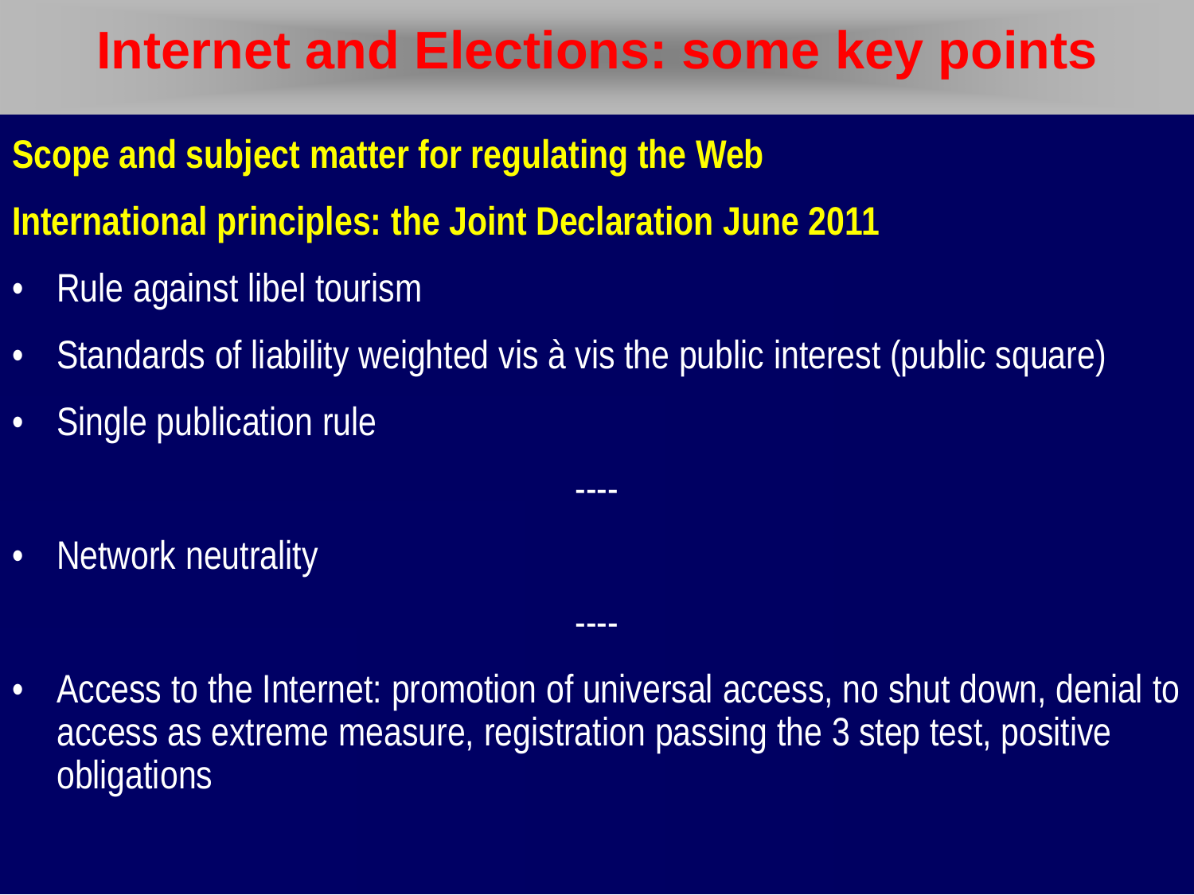# Internet and Elections: some key points

**Scope and subject matter for regulating the Web**

**International principles: the Joint Declaration June 2011**

- Rule against libel tourism
- Standards of liability weighted vis à vis the public interest (public square)
- Single publication rule

----

- Network neutrality

----

- Access to the Internet: promotion of universal access, no shut down, denial to access as extreme measure, registration passing the 3 step test, positive obligations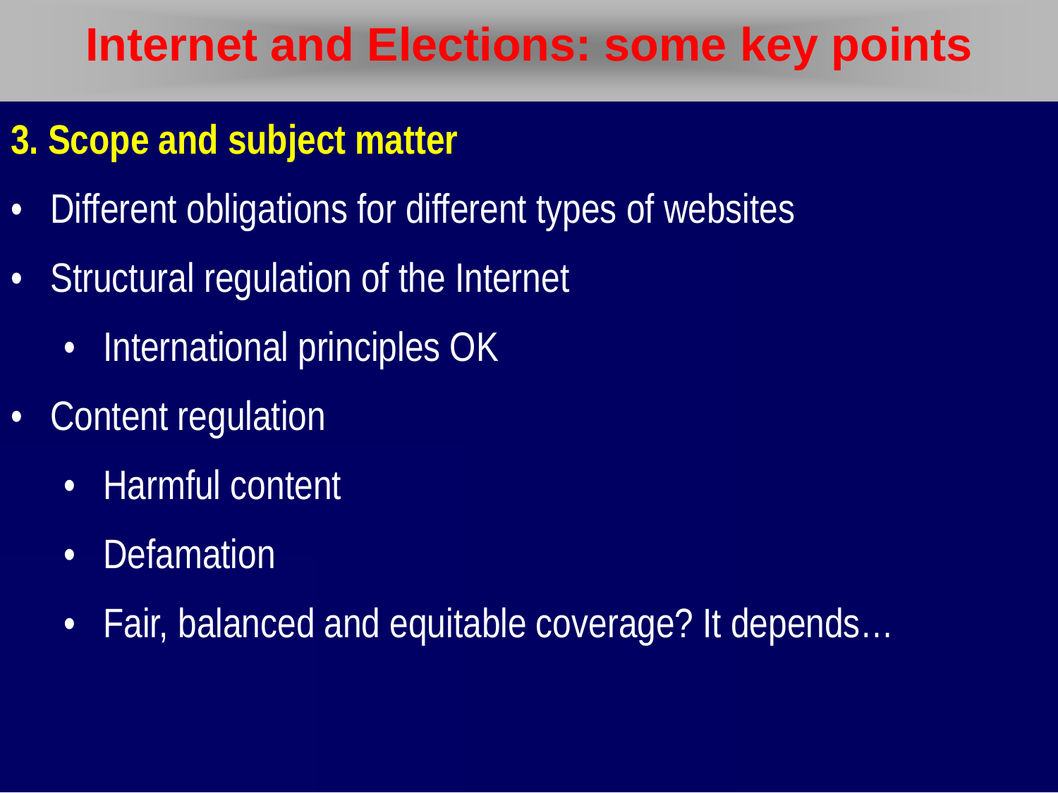# Internet and Elections: some key points

## 3. Scope and subject matter

- Different obligations for different types of websites
- Structural regulation of the Internet
  - International principles OK
- Content regulation
  - Harmful content
  - Defamation
  - Fair, balanced and equitable coverage? It depends…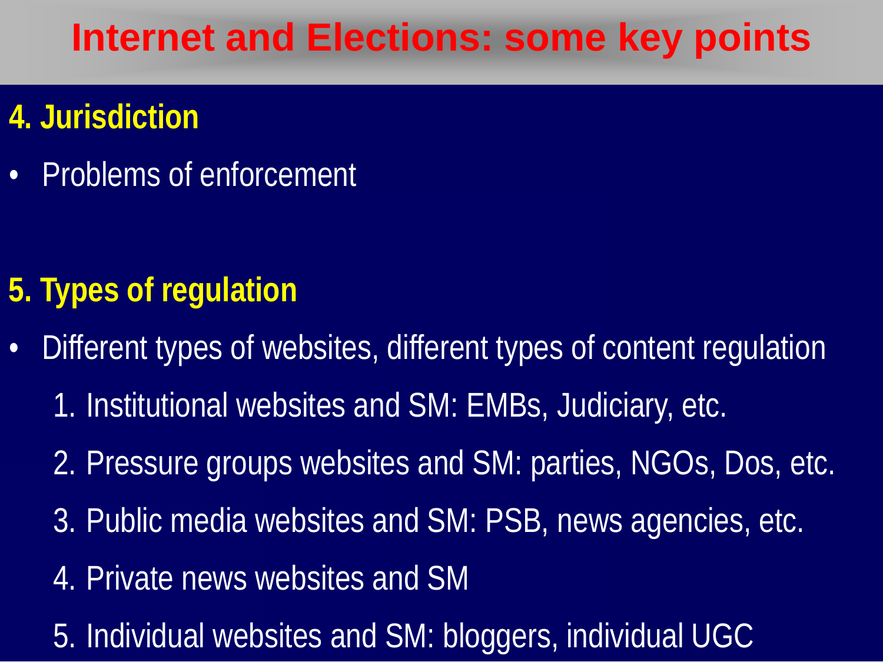# Internet and Elections: some key points

## 4. Jurisdiction

- Problems of enforcement

## 5. Types of regulation

- Different types of websites, different types of content regulation
  1. Institutional websites and SM: EMBs, Judiciary, etc.
  2. Pressure groups websites and SM: parties, NGOs, Dos, etc.
  3. Public media websites and SM: PSB, news agencies, etc.
  4. Private news websites and SM
  5. Individual websites and SM: bloggers, individual UGC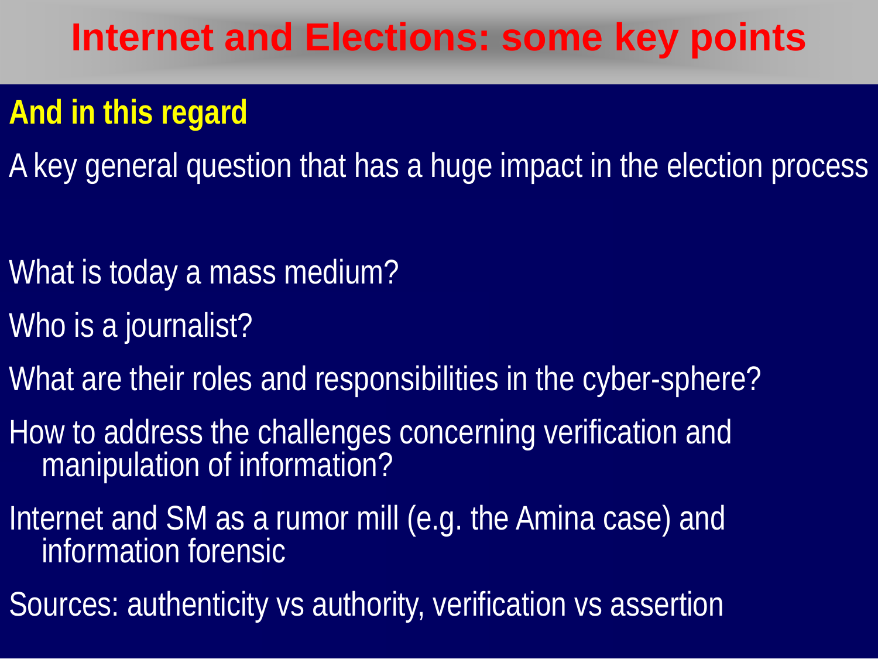# Internet and Elections: some key points

**And in this regard**

A key general question that has a huge impact in the election process

What is today a mass medium?

Who is a journalist?

What are their roles and responsibilities in the cyber-sphere?

How to address the challenges concerning verification and manipulation of information?

Internet and SM as a rumor mill (e.g. the Amina case) and information forensic

Sources: authenticity vs authority, verification vs assertion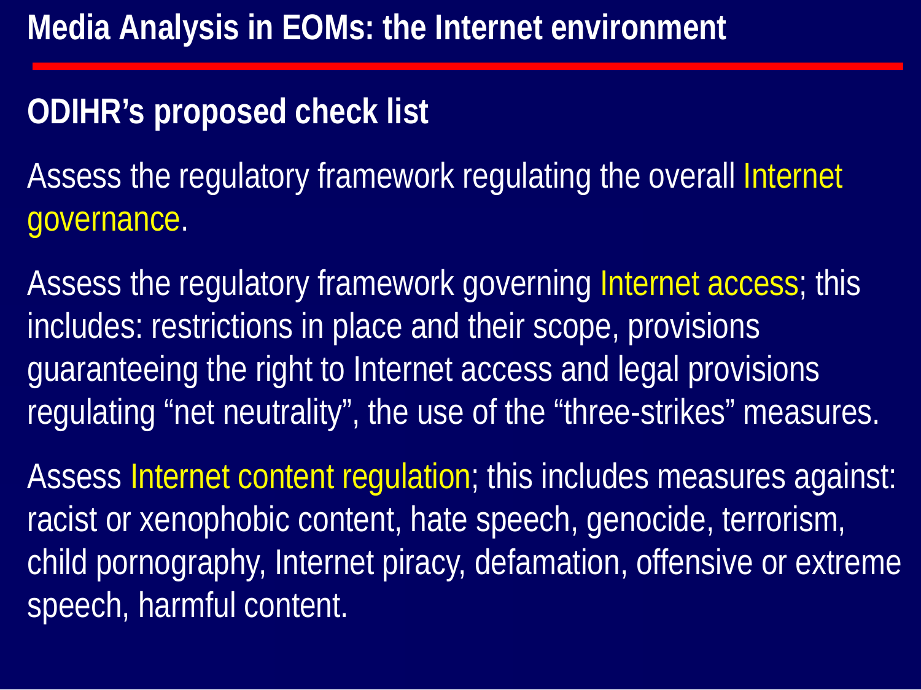# Media Analysis in EOMs: the Internet environment

## ODIHR's proposed check list

Assess the regulatory framework regulating the overall Internet governance.

Assess the regulatory framework governing Internet access; this includes: restrictions in place and their scope, provisions guaranteeing the right to Internet access and legal provisions regulating "net neutrality", the use of the "three-strikes" measures.

Assess Internet content regulation; this includes measures against: racist or xenophobic content, hate speech, genocide, terrorism, child pornography, Internet piracy, defamation, offensive or extreme speech, harmful content.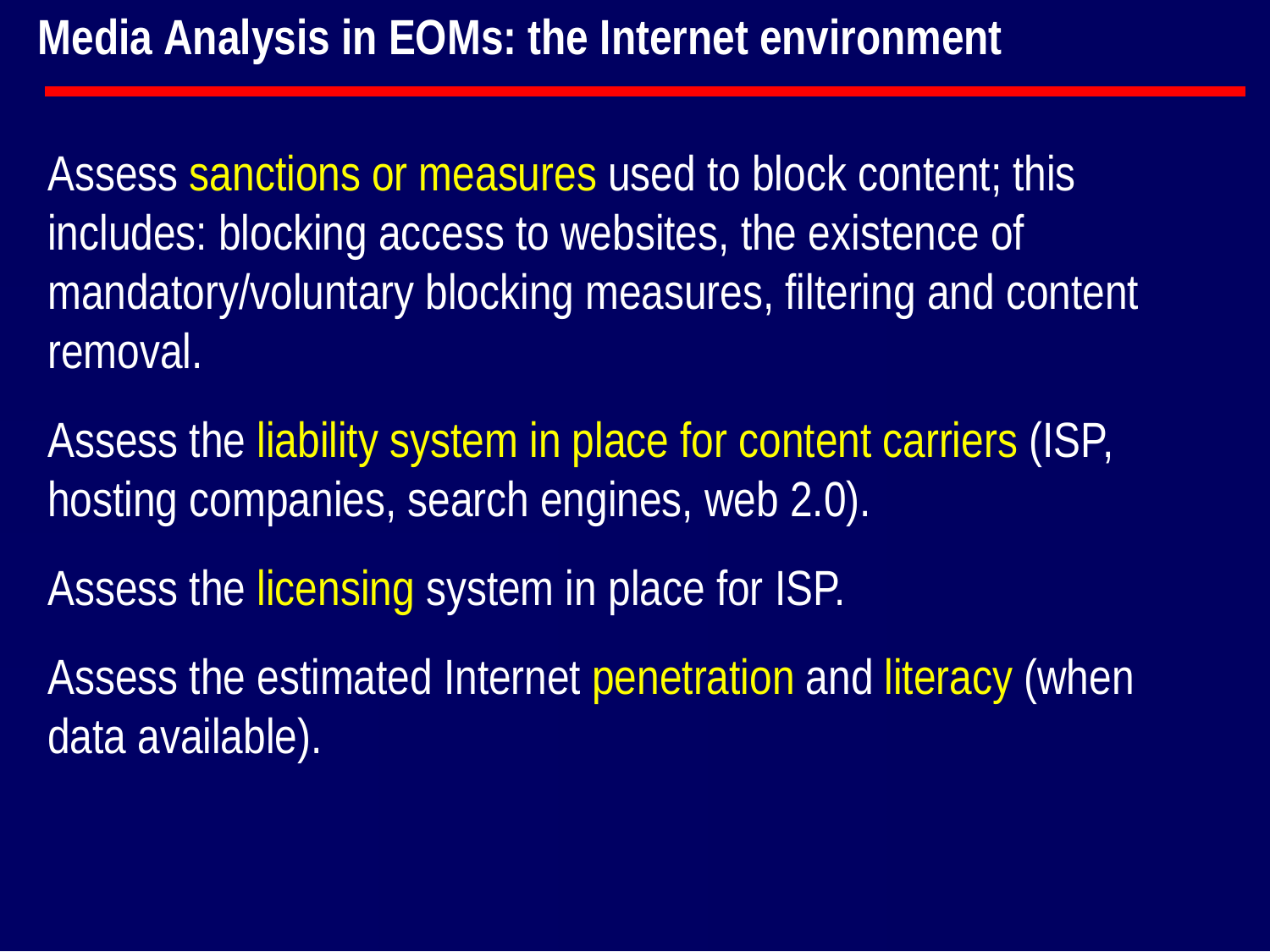# Media Analysis in EOMs: the Internet environment

Assess sanctions or measures used to block content; this includes: blocking access to websites, the existence of mandatory/voluntary blocking measures, filtering and content removal.

Assess the liability system in place for content carriers (ISP, hosting companies, search engines, web 2.0).

Assess the licensing system in place for ISP.

Assess the estimated Internet penetration and literacy (when data available).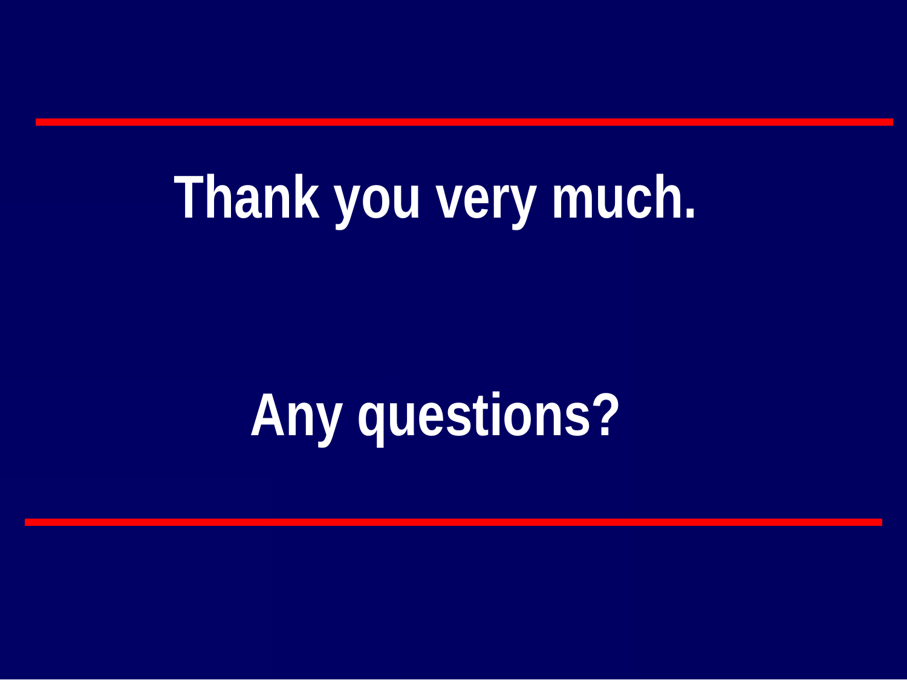# Thank you very much.

# Any questions?